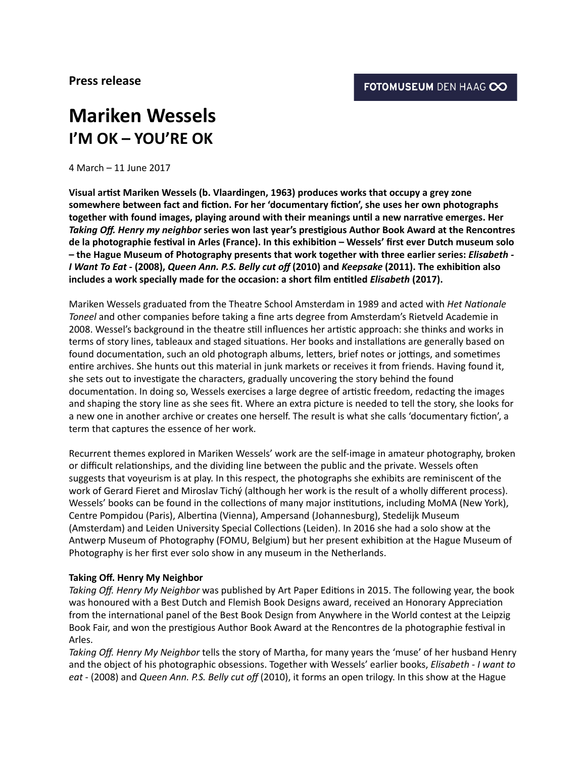**Press release**

FOTOMUSEUM DEN HAAG

# Mariken Wessels
## I'M OK – YOU'RE OK

4 March – 11 June 2017

**Visual artist Mariken Wessels (b. Vlaardingen, 1963) produces works that occupy a grey zone somewhere between fact and fiction. For her 'documentary fiction', she uses her own photographs together with found images, playing around with their meanings until a new narrative emerges. Her *Taking Off. Henry my neighbor* series won last year's prestigious Author Book Award at the Rencontres de la photographie festival in Arles (France). In this exhibition – Wessels' first ever Dutch museum solo – the Hague Museum of Photography presents that work together with three earlier series: *Elisabeth - I Want To Eat* - (2008), *Queen Ann. P.S. Belly cut off* (2010) and *Keepsake* (2011). The exhibition also includes a work specially made for the occasion: a short film entitled *Elisabeth* (2017).**

Mariken Wessels graduated from the Theatre School Amsterdam in 1989 and acted with *Het Nationale Toneel* and other companies before taking a fine arts degree from Amsterdam's Rietveld Academie in 2008. Wessel's background in the theatre still influences her artistic approach: she thinks and works in terms of story lines, tableaux and staged situations. Her books and installations are generally based on found documentation, such an old photograph albums, letters, brief notes or jottings, and sometimes entire archives. She hunts out this material in junk markets or receives it from friends. Having found it, she sets out to investigate the characters, gradually uncovering the story behind the found documentation. In doing so, Wessels exercises a large degree of artistic freedom, redacting the images and shaping the story line as she sees fit. Where an extra picture is needed to tell the story, she looks for a new one in another archive or creates one herself. The result is what she calls 'documentary fiction', a term that captures the essence of her work.

Recurrent themes explored in Mariken Wessels' work are the self-image in amateur photography, broken or difficult relationships, and the dividing line between the public and the private. Wessels often suggests that voyeurism is at play. In this respect, the photographs she exhibits are reminiscent of the work of Gerard Fieret and Miroslav Tichý (although her work is the result of a wholly different process). Wessels' books can be found in the collections of many major institutions, including MoMA (New York), Centre Pompidou (Paris), Albertina (Vienna), Ampersand (Johannesburg), Stedelijk Museum (Amsterdam) and Leiden University Special Collections (Leiden). In 2016 she had a solo show at the Antwerp Museum of Photography (FOMU, Belgium) but her present exhibition at the Hague Museum of Photography is her first ever solo show in any museum in the Netherlands.

**Taking Off. Henry My Neighbor**

*Taking Off. Henry My Neighbor* was published by Art Paper Editions in 2015. The following year, the book was honoured with a Best Dutch and Flemish Book Designs award, received an Honorary Appreciation from the international panel of the Best Book Design from Anywhere in the World contest at the Leipzig Book Fair, and won the prestigious Author Book Award at the Rencontres de la photographie festival in Arles.

*Taking Off. Henry My Neighbor* tells the story of Martha, for many years the 'muse' of her husband Henry and the object of his photographic obsessions. Together with Wessels' earlier books, *Elisabeth - I want to eat* - (2008) and *Queen Ann. P.S. Belly cut off* (2010), it forms an open trilogy. In this show at the Hague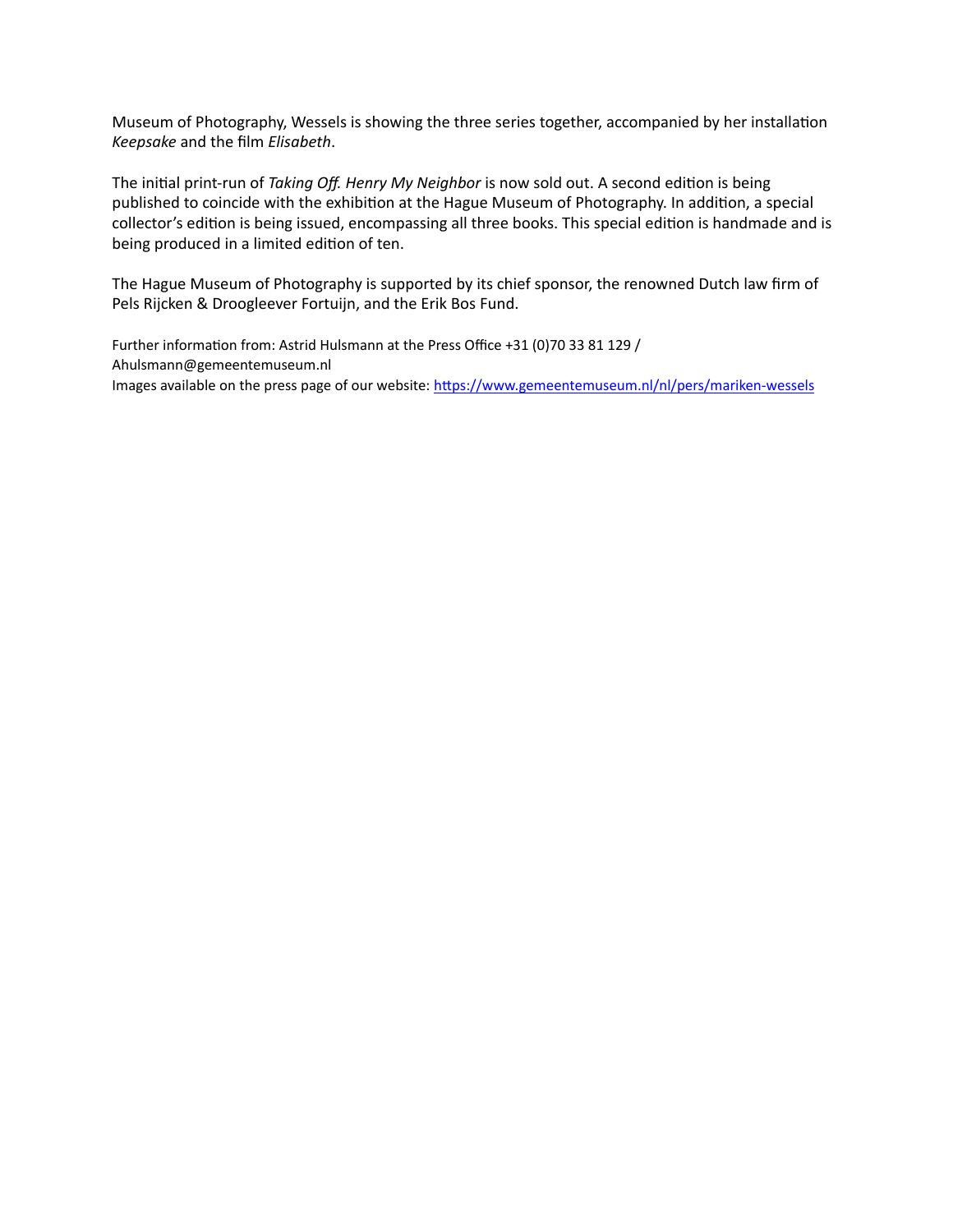Museum of Photography, Wessels is showing the three series together, accompanied by her installation *Keepsake* and the film *Elisabeth*.

The initial print-run of *Taking Off. Henry My Neighbor* is now sold out. A second edition is being published to coincide with the exhibition at the Hague Museum of Photography. In addition, a special collector's edition is being issued, encompassing all three books. This special edition is handmade and is being produced in a limited edition of ten.

The Hague Museum of Photography is supported by its chief sponsor, the renowned Dutch law firm of Pels Rijcken & Droogleever Fortuijn, and the Erik Bos Fund.

Further information from: Astrid Hulsmann at the Press Office +31 (0)70 33 81 129 / Ahulsmann@gemeentemuseum.nl
Images available on the press page of our website: [https://www.gemeentemuseum.nl/nl/pers/mariken-wessels](https://www.gemeentemuseum.nl/nl/pers/mariken-wessels)